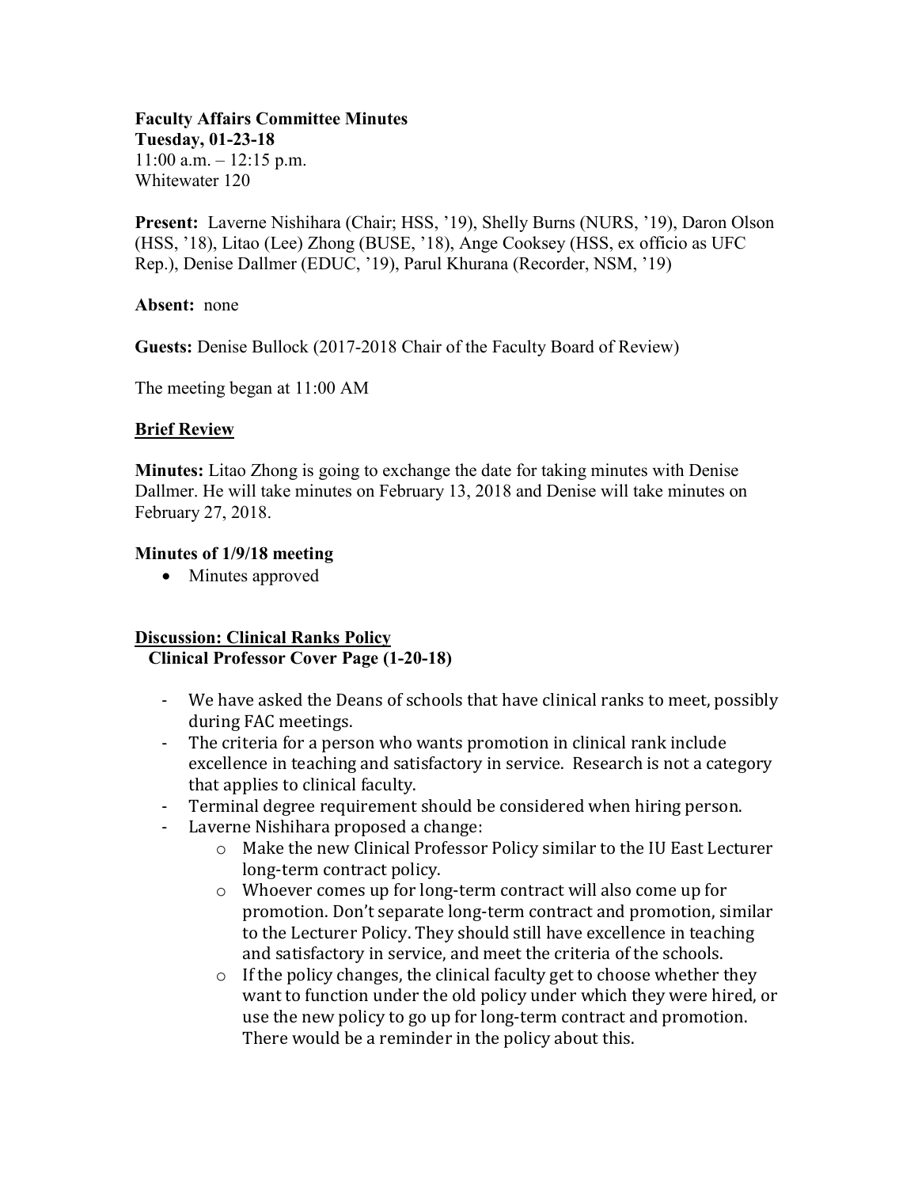**Faculty Affairs Committee Minutes**
**Tuesday, 01-23-18**
11:00 a.m. – 12:15 p.m.
Whitewater 120

**Present:** Laverne Nishihara (Chair; HSS, '19), Shelly Burns (NURS, '19), Daron Olson (HSS, '18), Litao (Lee) Zhong (BUSE, '18), Ange Cooksey (HSS, ex officio as UFC Rep.), Denise Dallmer (EDUC, '19), Parul Khurana (Recorder, NSM, '19)

**Absent:** none

**Guests:** Denise Bullock (2017-2018 Chair of the Faculty Board of Review)

The meeting began at 11:00 AM

**Brief Review**

**Minutes:** Litao Zhong is going to exchange the date for taking minutes with Denise Dallmer. He will take minutes on February 13, 2018 and Denise will take minutes on February 27, 2018.

**Minutes of 1/9/18 meeting**

- Minutes approved

**Discussion: Clinical Ranks Policy**
**Clinical Professor Cover Page (1-20-18)**

- We have asked the Deans of schools that have clinical ranks to meet, possibly during FAC meetings.
- The criteria for a person who wants promotion in clinical rank include excellence in teaching and satisfactory in service. Research is not a category that applies to clinical faculty.
- Terminal degree requirement should be considered when hiring person.
- Laverne Nishihara proposed a change:
  - Make the new Clinical Professor Policy similar to the IU East Lecturer long-term contract policy.
  - Whoever comes up for long-term contract will also come up for promotion. Don't separate long-term contract and promotion, similar to the Lecturer Policy. They should still have excellence in teaching and satisfactory in service, and meet the criteria of the schools.
  - If the policy changes, the clinical faculty get to choose whether they want to function under the old policy under which they were hired, or use the new policy to go up for long-term contract and promotion. There would be a reminder in the policy about this.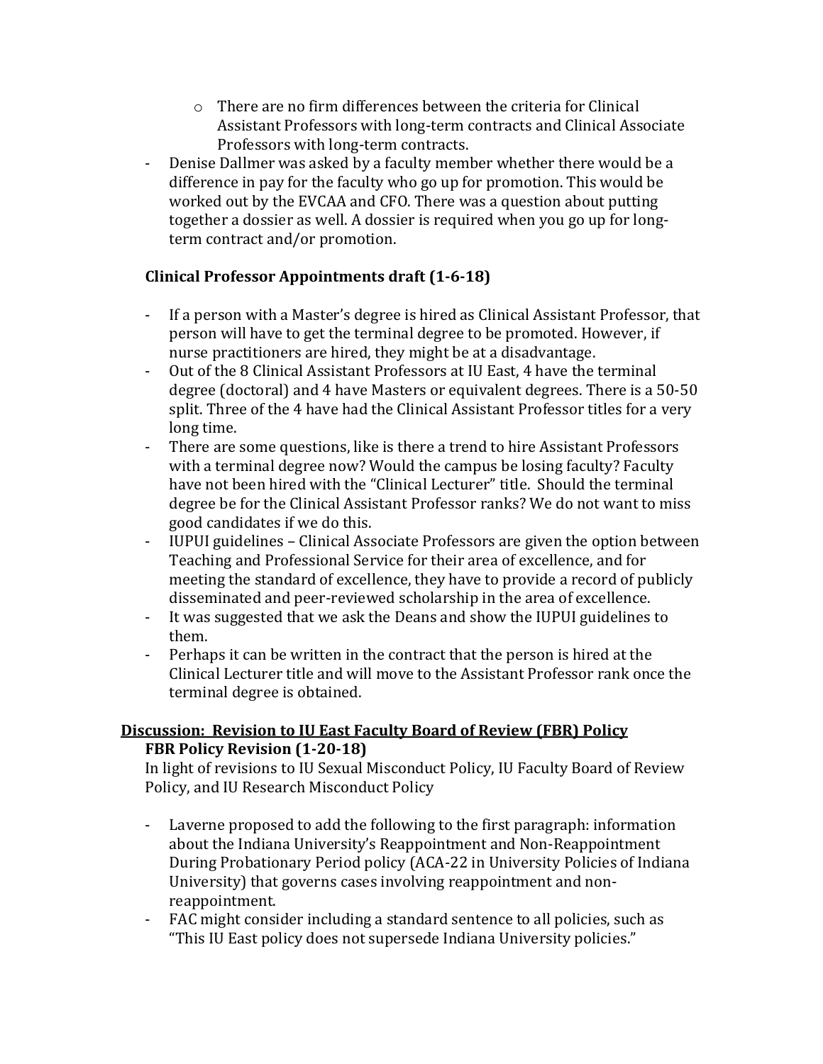- There are no firm differences between the criteria for Clinical Assistant Professors with long-term contracts and Clinical Associate Professors with long-term contracts.
- Denise Dallmer was asked by a faculty member whether there would be a difference in pay for the faculty who go up for promotion. This would be worked out by the EVCAA and CFO. There was a question about putting together a dossier as well. A dossier is required when you go up for long-term contract and/or promotion.

**Clinical Professor Appointments draft (1-6-18)**

- If a person with a Master's degree is hired as Clinical Assistant Professor, that person will have to get the terminal degree to be promoted. However, if nurse practitioners are hired, they might be at a disadvantage.
- Out of the 8 Clinical Assistant Professors at IU East, 4 have the terminal degree (doctoral) and 4 have Masters or equivalent degrees. There is a 50-50 split. Three of the 4 have had the Clinical Assistant Professor titles for a very long time.
- There are some questions, like is there a trend to hire Assistant Professors with a terminal degree now? Would the campus be losing faculty? Faculty have not been hired with the "Clinical Lecturer" title. Should the terminal degree be for the Clinical Assistant Professor ranks? We do not want to miss good candidates if we do this.
- IUPUI guidelines – Clinical Associate Professors are given the option between Teaching and Professional Service for their area of excellence, and for meeting the standard of excellence, they have to provide a record of publicly disseminated and peer-reviewed scholarship in the area of excellence.
- It was suggested that we ask the Deans and show the IUPUI guidelines to them.
- Perhaps it can be written in the contract that the person is hired at the Clinical Lecturer title and will move to the Assistant Professor rank once the terminal degree is obtained.

## Discussion: Revision to IU East Faculty Board of Review (FBR) Policy

**FBR Policy Revision (1-20-18)**

In light of revisions to IU Sexual Misconduct Policy, IU Faculty Board of Review Policy, and IU Research Misconduct Policy

- Laverne proposed to add the following to the first paragraph: information about the Indiana University's Reappointment and Non-Reappointment During Probationary Period policy (ACA-22 in University Policies of Indiana University) that governs cases involving reappointment and non-reappointment.
- FAC might consider including a standard sentence to all policies, such as "This IU East policy does not supersede Indiana University policies."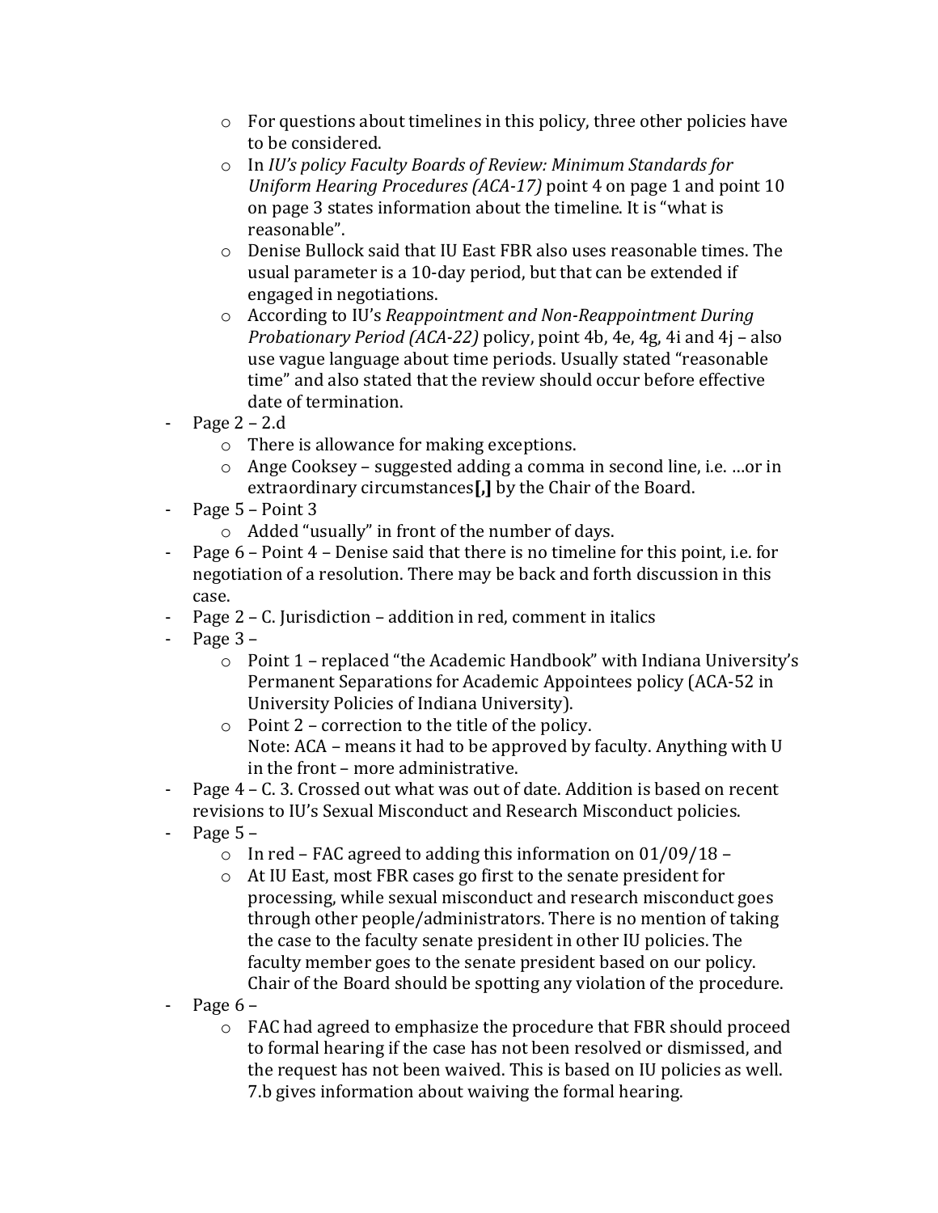- For questions about timelines in this policy, three other policies have to be considered.
   - In *IU's policy Faculty Boards of Review: Minimum Standards for Uniform Hearing Procedures (ACA-17)* point 4 on page 1 and point 10 on page 3 states information about the timeline. It is "what is reasonable".
   - Denise Bullock said that IU East FBR also uses reasonable times. The usual parameter is a 10-day period, but that can be extended if engaged in negotiations.
   - According to IU's *Reappointment and Non-Reappointment During Probationary Period (ACA-22)* policy, point 4b, 4e, 4g, 4i and 4j – also use vague language about time periods. Usually stated "reasonable time" and also stated that the review should occur before effective date of termination.
- Page 2 – 2.d
  - There is allowance for making exceptions.
  - Ange Cooksey – suggested adding a comma in second line, i.e. …or in extraordinary circumstances**[,]** by the Chair of the Board.
- Page 5 – Point 3
  - Added "usually" in front of the number of days.
- Page 6 – Point 4 – Denise said that there is no timeline for this point, i.e. for negotiation of a resolution. There may be back and forth discussion in this case.
- Page 2 – C. Jurisdiction – addition in red, comment in italics
- Page 3 –
  - Point 1 – replaced "the Academic Handbook" with Indiana University's Permanent Separations for Academic Appointees policy (ACA-52 in University Policies of Indiana University).
  - Point 2 – correction to the title of the policy.
    Note: ACA – means it had to be approved by faculty. Anything with U in the front – more administrative.
- Page 4 – C. 3. Crossed out what was out of date. Addition is based on recent revisions to IU's Sexual Misconduct and Research Misconduct policies.
- Page 5 –
  - In red – FAC agreed to adding this information on 01/09/18 –
  - At IU East, most FBR cases go first to the senate president for processing, while sexual misconduct and research misconduct goes through other people/administrators. There is no mention of taking the case to the faculty senate president in other IU policies. The faculty member goes to the senate president based on our policy. Chair of the Board should be spotting any violation of the procedure.
- Page 6 –
  - FAC had agreed to emphasize the procedure that FBR should proceed to formal hearing if the case has not been resolved or dismissed, and the request has not been waived. This is based on IU policies as well. 7.b gives information about waiving the formal hearing.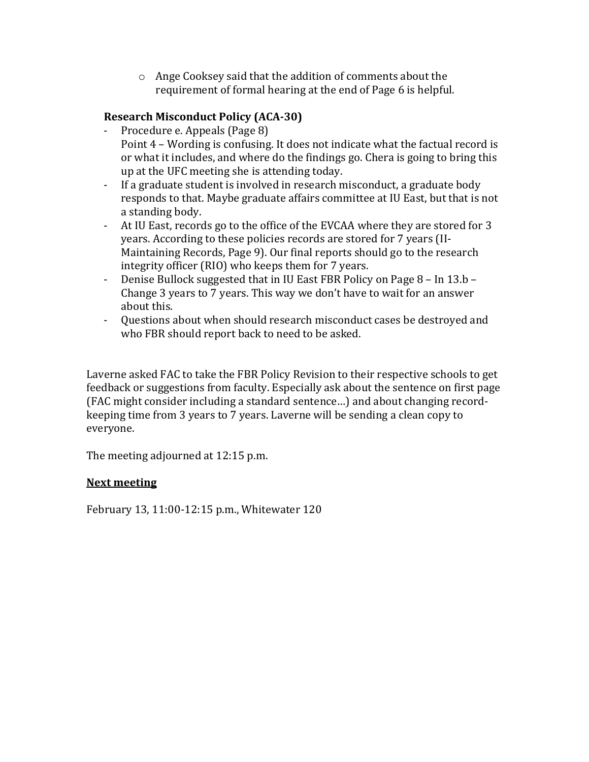- Ange Cooksey said that the addition of comments about the requirement of formal hearing at the end of Page 6 is helpful.

**Research Misconduct Policy (ACA-30)**

- Procedure e. Appeals (Page 8)
  Point 4 – Wording is confusing. It does not indicate what the factual record is or what it includes, and where do the findings go. Chera is going to bring this up at the UFC meeting she is attending today.
- If a graduate student is involved in research misconduct, a graduate body responds to that. Maybe graduate affairs committee at IU East, but that is not a standing body.
- At IU East, records go to the office of the EVCAA where they are stored for 3 years. According to these policies records are stored for 7 years (II-Maintaining Records, Page 9). Our final reports should go to the research integrity officer (RIO) who keeps them for 7 years.
- Denise Bullock suggested that in IU East FBR Policy on Page 8 – In 13.b – Change 3 years to 7 years. This way we don't have to wait for an answer about this.
- Questions about when should research misconduct cases be destroyed and who FBR should report back to need to be asked.

Laverne asked FAC to take the FBR Policy Revision to their respective schools to get feedback or suggestions from faculty. Especially ask about the sentence on first page (FAC might consider including a standard sentence…) and about changing record-keeping time from 3 years to 7 years. Laverne will be sending a clean copy to everyone.

The meeting adjourned at 12:15 p.m.

**Next meeting**

February 13, 11:00-12:15 p.m., Whitewater 120